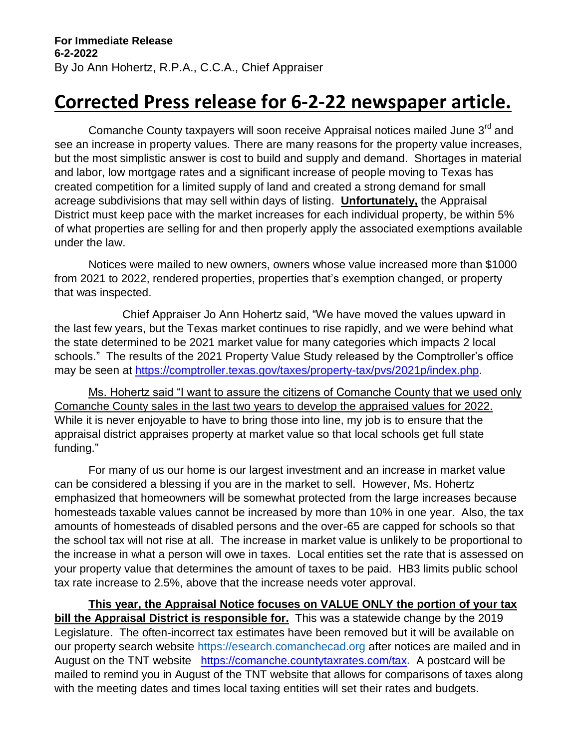**For Immediate Release**
**6-2-2022**
By Jo Ann Hohertz, R.P.A., C.C.A., Chief Appraiser

# Corrected Press release for 6-2-22 newspaper article.

Comanche County taxpayers will soon receive Appraisal notices mailed June 3rd and see an increase in property values. There are many reasons for the property value increases, but the most simplistic answer is cost to build and supply and demand. Shortages in material and labor, low mortgage rates and a significant increase of people moving to Texas has created competition for a limited supply of land and created a strong demand for small acreage subdivisions that may sell within days of listing. **Unfortunately,** the Appraisal District must keep pace with the market increases for each individual property, be within 5% of what properties are selling for and then properly apply the associated exemptions available under the law.

Notices were mailed to new owners, owners whose value increased more than $1000 from 2021 to 2022, rendered properties, properties that's exemption changed, or property that was inspected.

Chief Appraiser Jo Ann Hohertz said, "We have moved the values upward in the last few years, but the Texas market continues to rise rapidly, and we were behind what the state determined to be 2021 market value for many categories which impacts 2 local schools." The results of the 2021 Property Value Study released by the Comptroller's office may be seen at https://comptroller.texas.gov/taxes/property-tax/pvs/2021p/index.php.

Ms. Hohertz said "I want to assure the citizens of Comanche County that we used only Comanche County sales in the last two years to develop the appraised values for 2022. While it is never enjoyable to have to bring those into line, my job is to ensure that the appraisal district appraises property at market value so that local schools get full state funding."

For many of us our home is our largest investment and an increase in market value can be considered a blessing if you are in the market to sell. However, Ms. Hohertz emphasized that homeowners will be somewhat protected from the large increases because homesteads taxable values cannot be increased by more than 10% in one year. Also, the tax amounts of homesteads of disabled persons and the over-65 are capped for schools so that the school tax will not rise at all. The increase in market value is unlikely to be proportional to the increase in what a person will owe in taxes. Local entities set the rate that is assessed on your property value that determines the amount of taxes to be paid. HB3 limits public school tax rate increase to 2.5%, above that the increase needs voter approval.

**This year, the Appraisal Notice focuses on VALUE ONLY the portion of your tax bill the Appraisal District is responsible for.** This was a statewide change by the 2019 Legislature. The often-incorrect tax estimates have been removed but it will be available on our property search website https://esearch.comanchecad.org after notices are mailed and in August on the TNT website https://comanche.countytaxrates.com/tax**.** A postcard will be mailed to remind you in August of the TNT website that allows for comparisons of taxes along with the meeting dates and times local taxing entities will set their rates and budgets.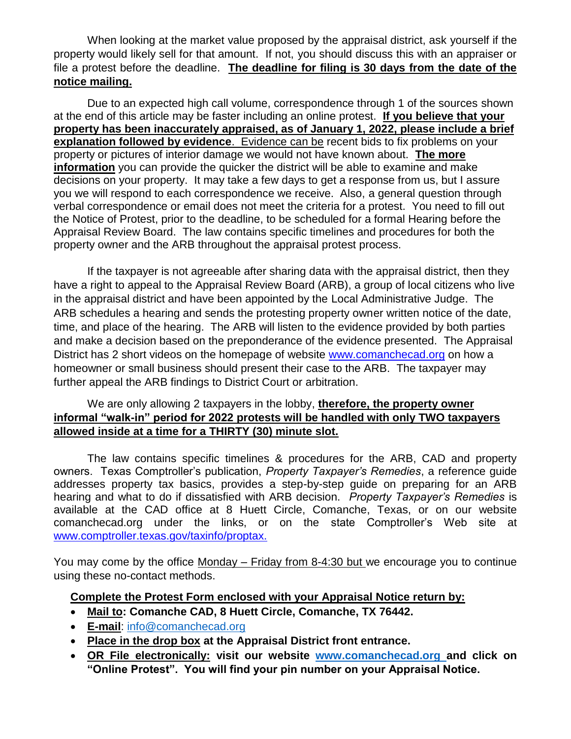When looking at the market value proposed by the appraisal district, ask yourself if the property would likely sell for that amount. If not, you should discuss this with an appraiser or file a protest before the deadline. **The deadline for filing is 30 days from the date of the notice mailing.**

Due to an expected high call volume, correspondence through 1 of the sources shown at the end of this article may be faster including an online protest. **If you believe that your property has been inaccurately appraised, as of January 1, 2022, please include a brief explanation followed by evidence**. Evidence can be recent bids to fix problems on your property or pictures of interior damage we would not have known about. **The more information** you can provide the quicker the district will be able to examine and make decisions on your property. It may take a few days to get a response from us, but I assure you we will respond to each correspondence we receive. Also, a general question through verbal correspondence or email does not meet the criteria for a protest. You need to fill out the Notice of Protest, prior to the deadline, to be scheduled for a formal Hearing before the Appraisal Review Board. The law contains specific timelines and procedures for both the property owner and the ARB throughout the appraisal protest process.

If the taxpayer is not agreeable after sharing data with the appraisal district, then they have a right to appeal to the Appraisal Review Board (ARB), a group of local citizens who live in the appraisal district and have been appointed by the Local Administrative Judge. The ARB schedules a hearing and sends the protesting property owner written notice of the date, time, and place of the hearing. The ARB will listen to the evidence provided by both parties and make a decision based on the preponderance of the evidence presented. The Appraisal District has 2 short videos on the homepage of website www.comanchecad.org on how a homeowner or small business should present their case to the ARB. The taxpayer may further appeal the ARB findings to District Court or arbitration.

We are only allowing 2 taxpayers in the lobby, **therefore, the property owner informal "walk-in" period for 2022 protests will be handled with only TWO taxpayers allowed inside at a time for a THIRTY (30) minute slot.**

The law contains specific timelines & procedures for the ARB, CAD and property owners. Texas Comptroller's publication, *Property Taxpayer's Remedies*, a reference guide addresses property tax basics, provides a step-by-step guide on preparing for an ARB hearing and what to do if dissatisfied with ARB decision. *Property Taxpayer's Remedies* is available at the CAD office at 8 Huett Circle, Comanche, Texas, or on our website comanchecad.org under the links, or on the state Comptroller's Web site at www.comptroller.texas.gov/taxinfo/proptax.

You may come by the office Monday – Friday from 8-4:30 but we encourage you to continue using these no-contact methods.

**Complete the Protest Form enclosed with your Appraisal Notice return by:**

- **Mail to: Comanche CAD, 8 Huett Circle, Comanche, TX 76442.**
- **E-mail**: info@comanchecad.org
- **Place in the drop box at the Appraisal District front entrance.**
- **OR File electronically: visit our website www.comanchecad.org and click on "Online Protest". You will find your pin number on your Appraisal Notice.**